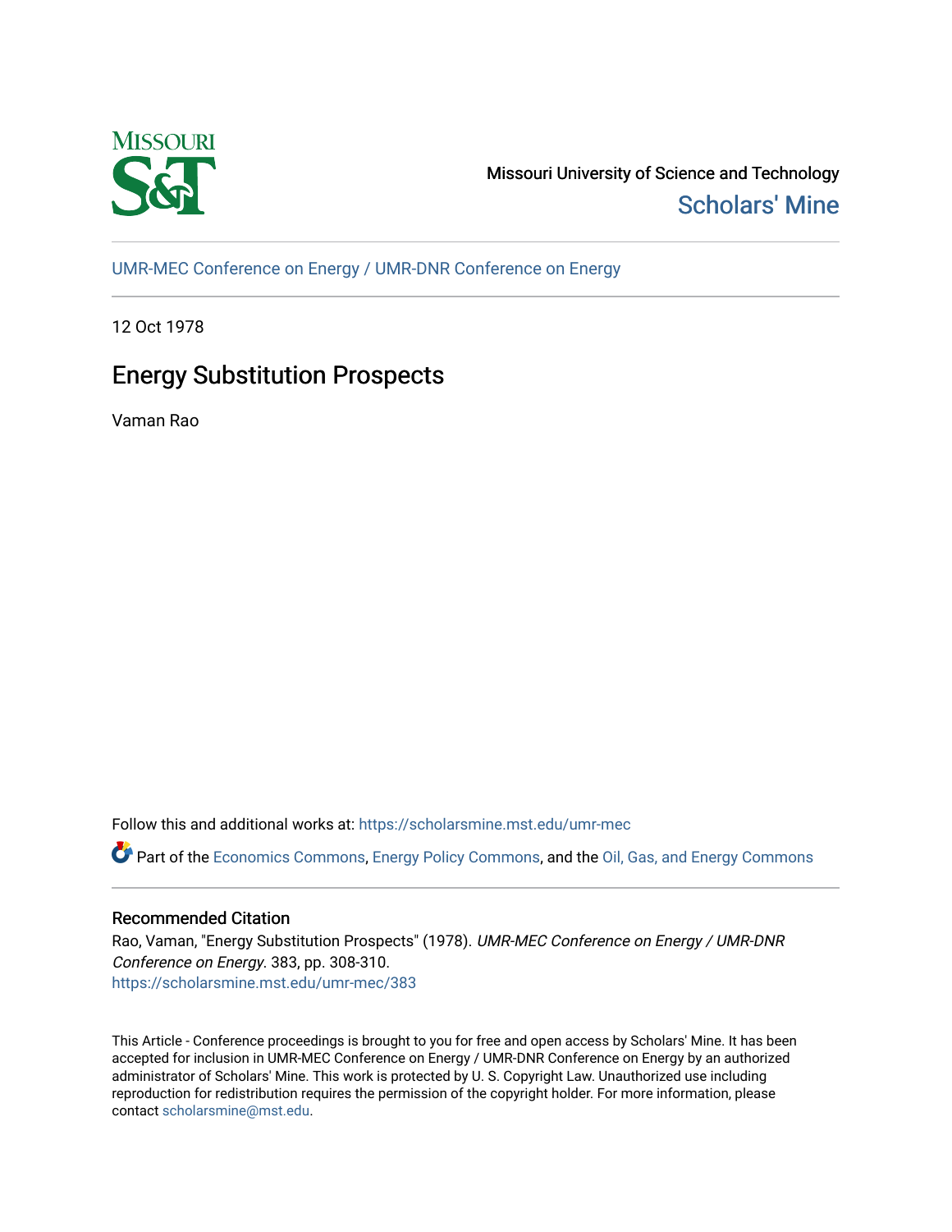Missouri University of Science and Technology

Scholars' Mine

UMR-MEC Conference on Energy / UMR-DNR Conference on Energy

12 Oct 1978

# Energy Substitution Prospects

Vaman Rao

Follow this and additional works at: https://scholarsmine.mst.edu/umr-mec

Part of the Economics Commons, Energy Policy Commons, and the Oil, Gas, and Energy Commons

## Recommended Citation

Rao, Vaman, "Energy Substitution Prospects" (1978). *UMR-MEC Conference on Energy / UMR-DNR Conference on Energy*. 383, pp. 308-310.

https://scholarsmine.mst.edu/umr-mec/383

This Article - Conference proceedings is brought to you for free and open access by Scholars' Mine. It has been accepted for inclusion in UMR-MEC Conference on Energy / UMR-DNR Conference on Energy by an authorized administrator of Scholars' Mine. This work is protected by U. S. Copyright Law. Unauthorized use including reproduction for redistribution requires the permission of the copyright holder. For more information, please contact scholarsmine@mst.edu.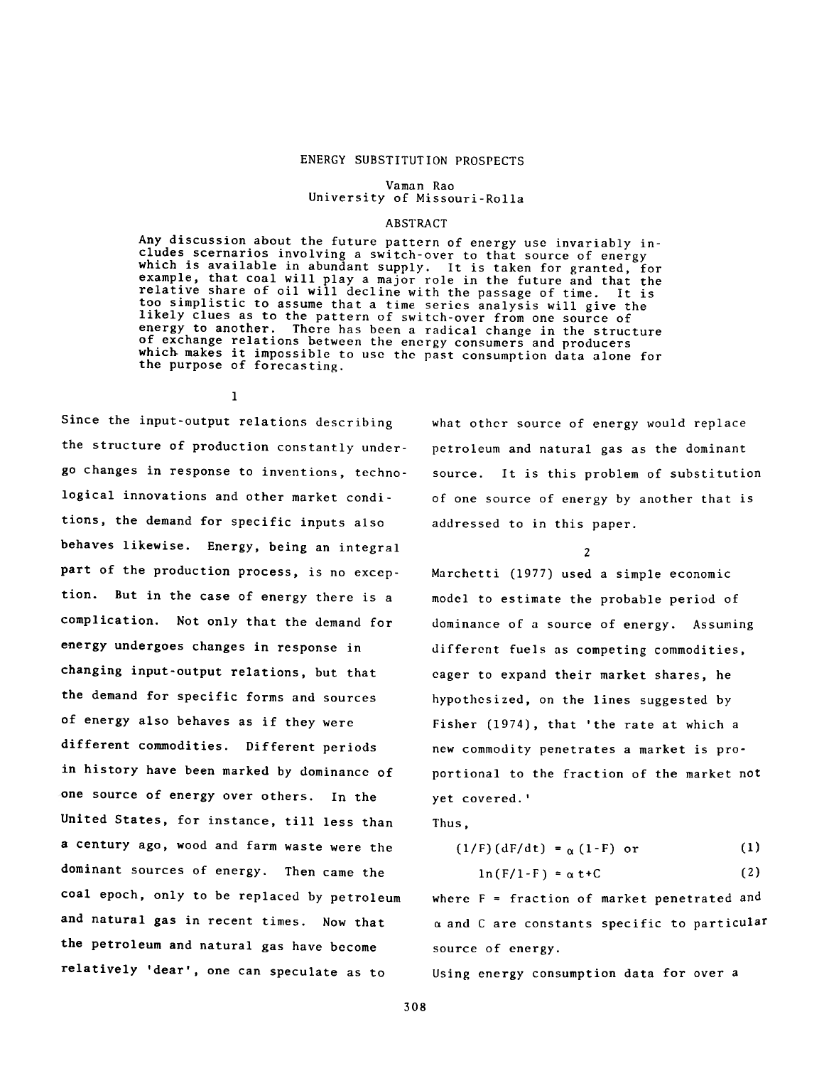# ENERGY SUBSTITUTION PROSPECTS

Vaman Rao
University of Missouri-Rolla

## ABSTRACT

Any discussion about the future pattern of energy use invariably includes scernarios involving a switch-over to that source of energy which is available in abundant supply. It is taken for granted, for example, that coal will play a major role in the future and that the relative share of oil will decline with the passage of time. It is too simplistic to assume that a time series analysis will give the likely clues as to the pattern of switch-over from one source of energy to another. There has been a radical change in the structure of exchange relations between the energy consumers and producers which makes it impossible to use the past consumption data alone for the purpose of forecasting.

## 1

Since the input-output relations describing the structure of production constantly undergo changes in response to inventions, technological innovations and other market conditions, the demand for specific inputs also behaves likewise. Energy, being an integral part of the production process, is no exception. But in the case of energy there is a complication. Not only that the demand for energy undergoes changes in response in changing input-output relations, but that the demand for specific forms and sources of energy also behaves as if they were different commodities. Different periods in history have been marked by dominance of one source of energy over others. In the United States, for instance, till less than a century ago, wood and farm waste were the dominant sources of energy. Then came the coal epoch, only to be replaced by petroleum and natural gas in recent times. Now that the petroleum and natural gas have become relatively 'dear', one can speculate as to what other source of energy would replace petroleum and natural gas as the dominant source. It is this problem of substitution of one source of energy by another that is addressed to in this paper.

## 2

Marchetti (1977) used a simple economic model to estimate the probable period of dominance of a source of energy. Assuming different fuels as competing commodities, eager to expand their market shares, he hypothesized, on the lines suggested by Fisher (1974), that 'the rate at which a new commodity penetrates a market is proportional to the fraction of the market not yet covered.'

Thus,

$$(1/F)(dF/dt) = \alpha(1-F) \text{ or} \tag{1}$$

$$\ln(F/1-F) = \alpha t + C \tag{2}$$

where F = fraction of market penetrated and $\alpha$ and C are constants specific to particular source of energy.

Using energy consumption data for over a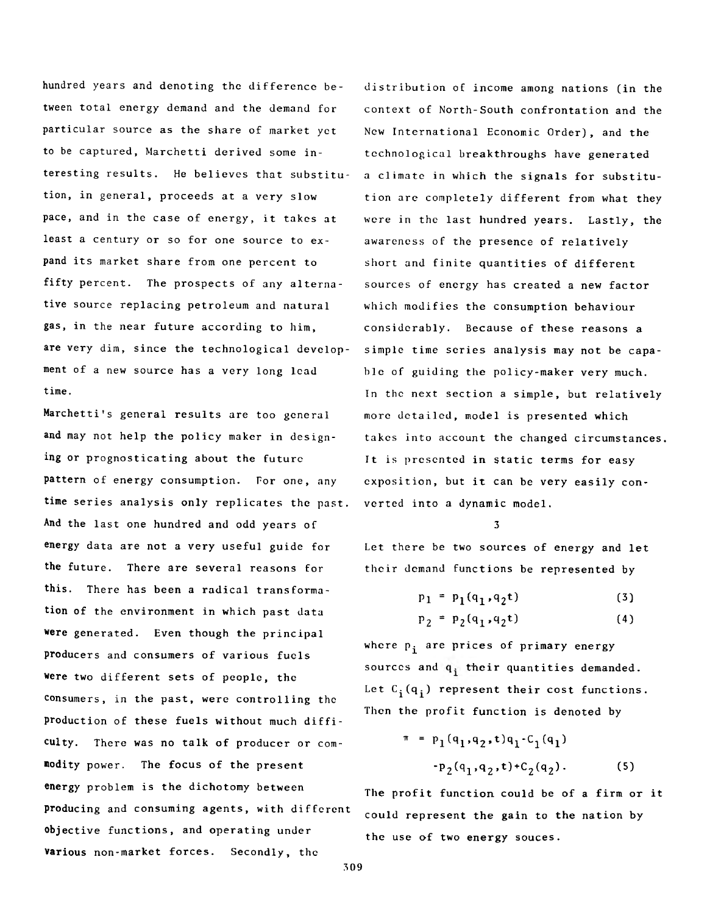hundred years and denoting the difference between total energy demand and the demand for particular source as the share of market yet to be captured, Marchetti derived some interesting results. He believes that substitution, in general, proceeds at a very slow pace, and in the case of energy, it takes at least a century or so for one source to expand its market share from one percent to fifty percent. The prospects of any alternative source replacing petroleum and natural gas, in the near future according to him, are very dim, since the technological development of a new source has a very long lead time.

Marchetti's general results are too general and may not help the policy maker in designing or prognosticating about the future pattern of energy consumption. For one, any time series analysis only replicates the past. And the last one hundred and odd years of energy data are not a very useful guide for the future. There are several reasons for this. There has been a radical transformation of the environment in which past data were generated. Even though the principal producers and consumers of various fuels were two different sets of people, the consumers, in the past, were controlling the production of these fuels without much difficulty. There was no talk of producer or commodity power. The focus of the present energy problem is the dichotomy between producing and consuming agents, with different objective functions, and operating under various non-market forces. Secondly, the distribution of income among nations (in the context of North-South confrontation and the New International Economic Order), and the technological breakthroughs have generated a climate in which the signals for substitution are completely different from what they were in the last hundred years. Lastly, the awareness of the presence of relatively short and finite quantities of different sources of energy has created a new factor which modifies the consumption behaviour considerably. Because of these reasons a simple time series analysis may not be capable of guiding the policy-maker very much. In the next section a simple, but relatively more detailed, model is presented which takes into account the changed circumstances. It is presented in static terms for easy exposition, but it can be very easily converted into a dynamic model.

## 3

Let there be two sources of energy and let their demand functions be represented by

$$p_1 = p_1(q_1, q_2 t) \tag{3}$$

$$p_2 = p_2(q_1, q_2 t) \tag{4}$$

where $p_i$ are prices of primary energy sources and $q_i$ their quantities demanded. Let $C_i(q_i)$ represent their cost functions. Then the profit function is denoted by

$$\pi = p_1(q_1, q_2, t)q_1 - C_1(q_1) - p_2(q_1, q_2, t) + C_2(q_2). \tag{5}$$

The profit function could be of a firm or it could represent the gain to the nation by the use of two energy souces.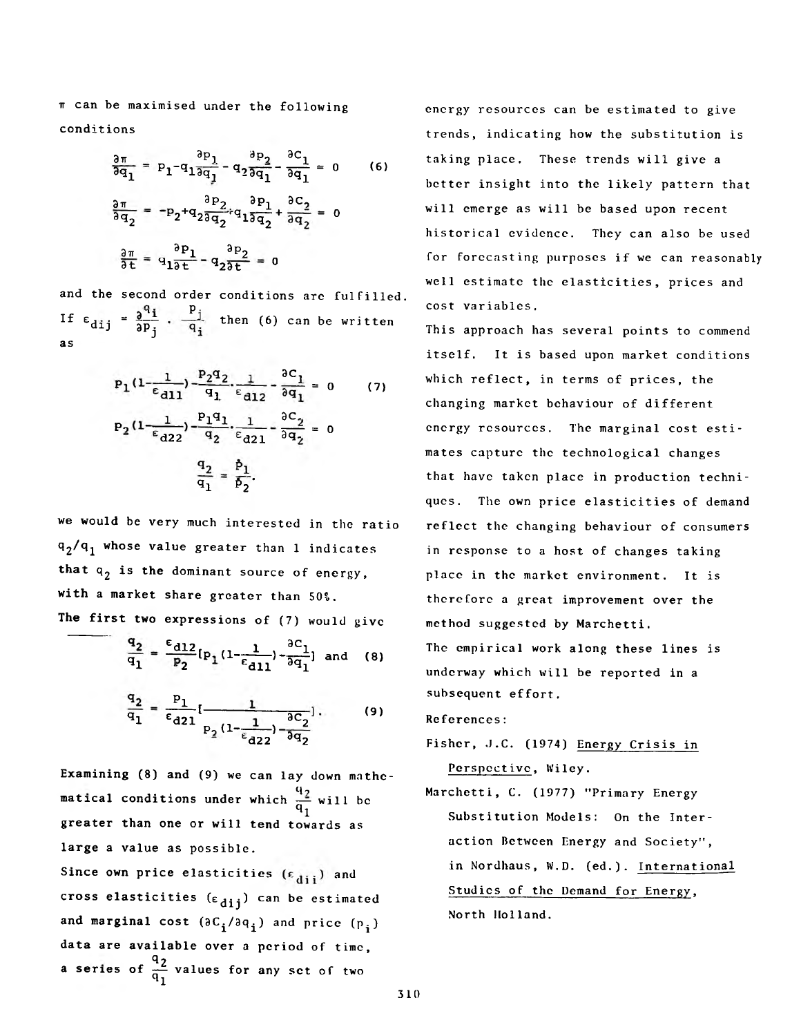$\pi$ can be maximised under the following conditions

$$\frac{\partial\pi}{\partial q_1} = p_1 - q_1\frac{\partial p_1}{\partial q_1} - q_2\frac{\partial p_2}{\partial q_1} - \frac{\partial C_1}{\partial q_1} = 0 \qquad (6)$$

$$\frac{\partial\pi}{\partial q_2} = -p_2 + q_2\frac{\partial p_2}{\partial q_2} + q_1\frac{\partial p_1}{\partial q_2} + \frac{\partial C_2}{\partial q_2} = 0$$

$$\frac{\partial\pi}{\partial t} = q_1\frac{\partial p_1}{\partial t} - q_2\frac{\partial p_2}{\partial t} = 0$$

and the second order conditions are fulfilled. If $\epsilon_{dij} = \frac{\partial q_i}{\partial p_j} \cdot \frac{p_j}{q_i}$ then (6) can be written as

$$p_1(1 - \frac{1}{\epsilon_{d11}}) - \frac{p_2 q_2}{q_1} \cdot \frac{1}{\epsilon_{d12}} - \frac{\partial C_1}{\partial q_1} = 0 \qquad (7)$$

$$p_2(1 - \frac{1}{\epsilon_{d22}}) - \frac{p_1 q_1}{q_2} \cdot \frac{1}{\epsilon_{d21}} - \frac{\partial C_2}{\partial q_2} = 0$$

$$\frac{q_2}{q_1} = \frac{\dot{p}_1}{\dot{p}_2}.$$

we would be very much interested in the ratio $q_2/q_1$ whose value greater than 1 indicates that $q_2$ is the dominant source of energy, with a market share greater than 50%.

The first two expressions of (7) would give

$$\frac{q_2}{q_1} = \frac{\epsilon_{d12}}{p_2}[p_1(1 - \frac{1}{\epsilon_{d11}}) - \frac{\partial C_1}{\partial q_1}] \text{ and} \qquad (8)$$

$$\frac{q_2}{q_1} = \frac{p_1}{\epsilon_{d21}}[\frac{1}{p_2(1 - \frac{1}{\epsilon_{d22}}) - \frac{\partial C_2}{\partial q_2}}]. \qquad (9)$$

Examining (8) and (9) we can lay down mathematical conditions under which $\frac{q_2}{q_1}$ will be greater than one or will tend towards as large a value as possible.

Since own price elasticities ($\epsilon_{dii}$) and cross elasticities ($\epsilon_{dij}$) can be estimated and marginal cost ($\partial C_i/\partial q_i$) and price ($p_i$) data are available over a period of time, a series of $\frac{q_2}{q_1}$ values for any set of two energy resources can be estimated to give trends, indicating how the substitution is taking place. These trends will give a better insight into the likely pattern that will emerge as will be based upon recent historical evidence. They can also be used for forecasting purposes if we can reasonably well estimate the elasticities, prices and cost variables.

This approach has several points to commend itself. It is based upon market conditions which reflect, in terms of prices, the changing market behaviour of different energy resources. The marginal cost estimates capture the technological changes that have taken place in production techniques. The own price elasticities of demand reflect the changing behaviour of consumers in response to a host of changes taking place in the market environment. It is therefore a great improvement over the method suggested by Marchetti.

The empirical work along these lines is underway which will be reported in a subsequent effort.

References:

Fisher, J.C. (1974) Energy Crisis in Perspective, Wiley.

Marchetti, C. (1977) "Primary Energy Substitution Models: On the Interaction Between Energy and Society", in Nordhaus, W.D. (ed.). International Studies of the Demand for Energy, North Holland.